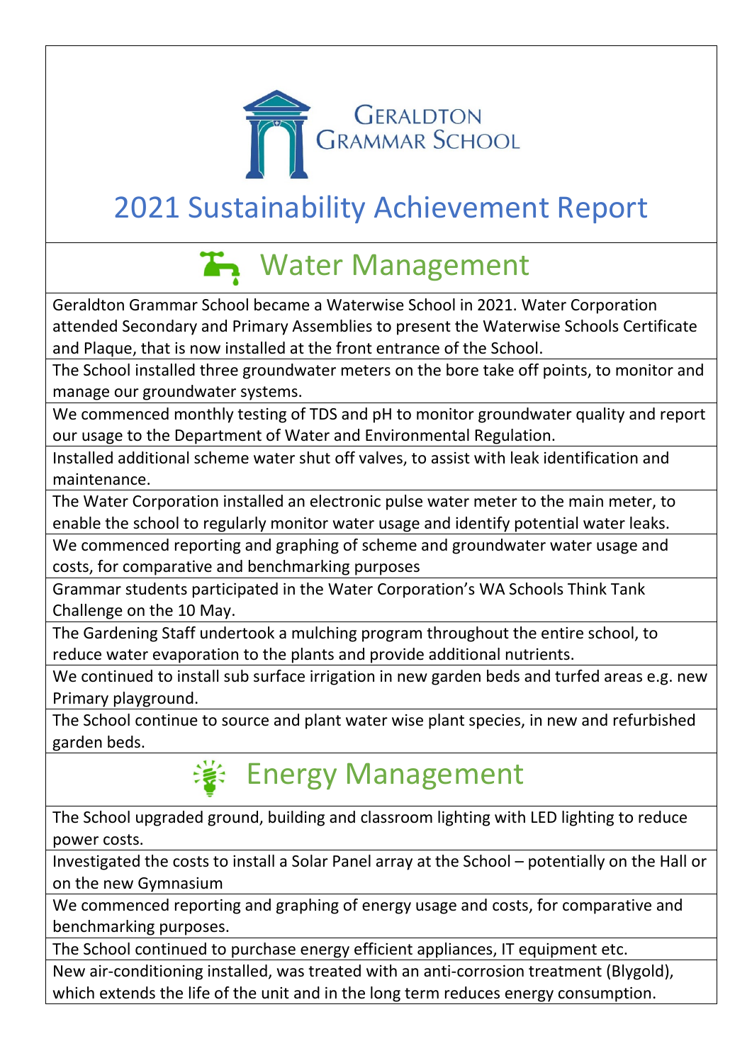Geraldton Grammar School

# 2021 Sustainability Achievement Report

## Water Management

Geraldton Grammar School became a Waterwise School in 2021. Water Corporation attended Secondary and Primary Assemblies to present the Waterwise Schools Certificate and Plaque, that is now installed at the front entrance of the School.

The School installed three groundwater meters on the bore take off points, to monitor and manage our groundwater systems.

We commenced monthly testing of TDS and pH to monitor groundwater quality and report our usage to the Department of Water and Environmental Regulation.

Installed additional scheme water shut off valves, to assist with leak identification and maintenance.

The Water Corporation installed an electronic pulse water meter to the main meter, to enable the school to regularly monitor water usage and identify potential water leaks.

We commenced reporting and graphing of scheme and groundwater water usage and costs, for comparative and benchmarking purposes

Grammar students participated in the Water Corporation's WA Schools Think Tank Challenge on the 10 May.

The Gardening Staff undertook a mulching program throughout the entire school, to reduce water evaporation to the plants and provide additional nutrients.

We continued to install sub surface irrigation in new garden beds and turfed areas e.g. new Primary playground.

The School continue to source and plant water wise plant species, in new and refurbished garden beds.

## Energy Management

The School upgraded ground, building and classroom lighting with LED lighting to reduce power costs.

Investigated the costs to install a Solar Panel array at the School – potentially on the Hall or on the new Gymnasium

We commenced reporting and graphing of energy usage and costs, for comparative and benchmarking purposes.

The School continued to purchase energy efficient appliances, IT equipment etc.

New air-conditioning installed, was treated with an anti-corrosion treatment (Blygold), which extends the life of the unit and in the long term reduces energy consumption.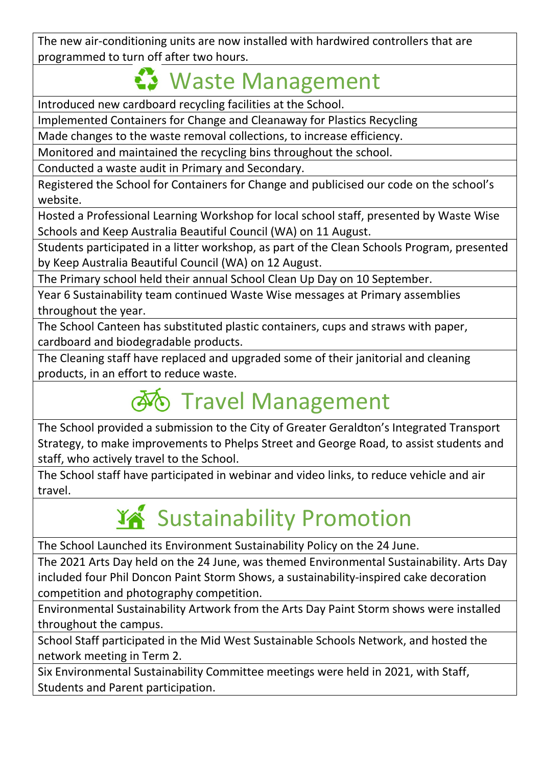The new air-conditioning units are now installed with hardwired controllers that are programmed to turn off after two hours.

## Waste Management

Introduced new cardboard recycling facilities at the School.

Implemented Containers for Change and Cleanaway for Plastics Recycling

Made changes to the waste removal collections, to increase efficiency.

Monitored and maintained the recycling bins throughout the school.

Conducted a waste audit in Primary and Secondary.

Registered the School for Containers for Change and publicised our code on the school's website.

Hosted a Professional Learning Workshop for local school staff, presented by Waste Wise Schools and Keep Australia Beautiful Council (WA) on 11 August.

Students participated in a litter workshop, as part of the Clean Schools Program, presented by Keep Australia Beautiful Council (WA) on 12 August.

The Primary school held their annual School Clean Up Day on 10 September.

Year 6 Sustainability team continued Waste Wise messages at Primary assemblies throughout the year.

The School Canteen has substituted plastic containers, cups and straws with paper, cardboard and biodegradable products.

The Cleaning staff have replaced and upgraded some of their janitorial and cleaning products, in an effort to reduce waste.

## Travel Management

The School provided a submission to the City of Greater Geraldton's Integrated Transport Strategy, to make improvements to Phelps Street and George Road, to assist students and staff, who actively travel to the School.

The School staff have participated in webinar and video links, to reduce vehicle and air travel.

## Sustainability Promotion

The School Launched its Environment Sustainability Policy on the 24 June.

The 2021 Arts Day held on the 24 June, was themed Environmental Sustainability. Arts Day included four Phil Doncon Paint Storm Shows, a sustainability-inspired cake decoration competition and photography competition.

Environmental Sustainability Artwork from the Arts Day Paint Storm shows were installed throughout the campus.

School Staff participated in the Mid West Sustainable Schools Network, and hosted the network meeting in Term 2.

Six Environmental Sustainability Committee meetings were held in 2021, with Staff, Students and Parent participation.